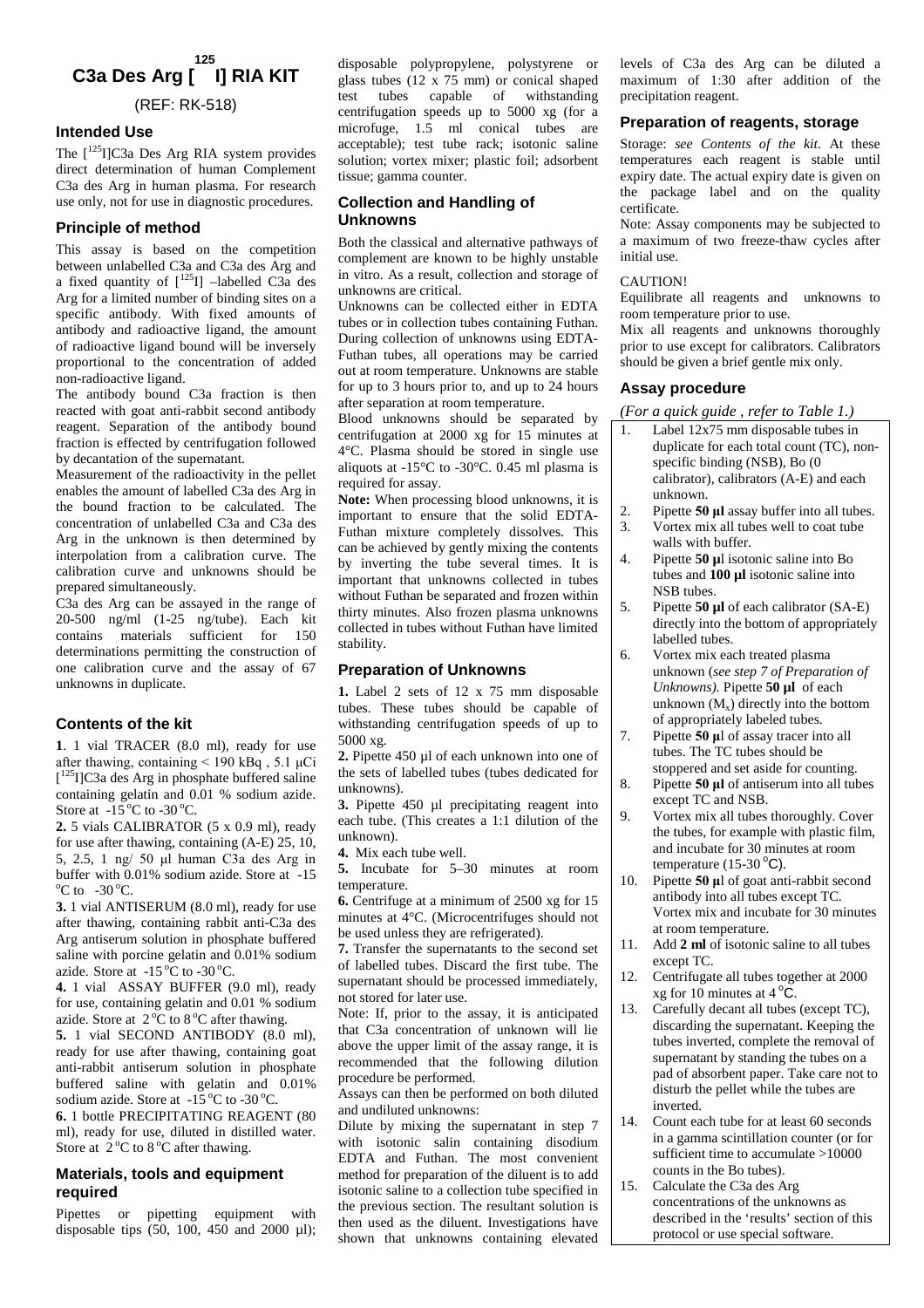# C3a Des Arg [$^{125}$I] RIA KIT

(REF: RK-518)

## Intended Use

The [$^{125}$I]C3a Des Arg RIA system provides direct determination of human Complement C3a des Arg in human plasma. For research use only, not for use in diagnostic procedures.

## Principle of method

This assay is based on the competition between unlabelled C3a and C3a des Arg and a fixed quantity of [$^{125}$I] –labelled C3a des Arg for a limited number of binding sites on a specific antibody. With fixed amounts of antibody and radioactive ligand, the amount of radioactive ligand bound will be inversely proportional to the concentration of added non-radioactive ligand.

The antibody bound C3a fraction is then reacted with goat anti-rabbit second antibody reagent. Separation of the antibody bound fraction is effected by centrifugation followed by decantation of the supernatant.

Measurement of the radioactivity in the pellet enables the amount of labelled C3a des Arg in the bound fraction to be calculated. The concentration of unlabelled C3a and C3a des Arg in the unknown is then determined by interpolation from a calibration curve. The calibration curve and unknowns should be prepared simultaneously.

C3a des Arg can be assayed in the range of 20-500 ng/ml (1-25 ng/tube). Each kit contains materials sufficient for 150 determinations permitting the construction of one calibration curve and the assay of 67 unknowns in duplicate.

## Contents of the kit

**1**. 1 vial TRACER (8.0 ml), ready for use after thawing, containing < 190 kBq , 5.1 µCi [$^{125}$I]C3a des Arg in phosphate buffered saline containing gelatin and 0.01 % sodium azide. Store at -15 °C to -30 °C.

**2.** 5 vials CALIBRATOR (5 x 0.9 ml), ready for use after thawing, containing (A-E) 25, 10, 5, 2.5, 1 ng/ 50 µl human C3a des Arg in buffer with 0.01% sodium azide. Store at -15 °C to -30 °C.

**3.** 1 vial ANTISERUM (8.0 ml), ready for use after thawing, containing rabbit anti-C3a des Arg antiserum solution in phosphate buffered saline with porcine gelatin and 0.01% sodium azide. Store at -15 °C to -30 °C.

**4.** 1 vial ASSAY BUFFER (9.0 ml), ready for use, containing gelatin and 0.01 % sodium azide. Store at 2 °C to 8 °C after thawing.

**5.** 1 vial SECOND ANTIBODY (8.0 ml), ready for use after thawing, containing goat anti-rabbit antiserum solution in phosphate buffered saline with gelatin and 0.01% sodium azide. Store at -15 °C to -30 °C.

**6.** 1 bottle PRECIPITATING REAGENT (80 ml), ready for use, diluted in distilled water. Store at 2 °C to 8 °C after thawing.

## Materials, tools and equipment required

Pipettes or pipetting equipment with disposable tips (50, 100, 450 and 2000 µl); disposable polypropylene, polystyrene or glass tubes (12 x 75 mm) or conical shaped test tubes capable of withstanding centrifugation speeds up to 5000 xg (for a microfuge, 1.5 ml conical tubes are acceptable); test tube rack; isotonic saline solution; vortex mixer; plastic foil; adsorbent tissue; gamma counter.

## Collection and Handling of Unknowns

Both the classical and alternative pathways of complement are known to be highly unstable in vitro. As a result, collection and storage of unknowns are critical.

Unknowns can be collected either in EDTA tubes or in collection tubes containing Futhan. During collection of unknowns using EDTA-Futhan tubes, all operations may be carried out at room temperature. Unknowns are stable for up to 3 hours prior to, and up to 24 hours after separation at room temperature.

Blood unknowns should be separated by centrifugation at 2000 xg for 15 minutes at 4°C. Plasma should be stored in single use aliquots at -15°C to -30°C. 0.45 ml plasma is required for assay.

**Note:** When processing blood unknowns, it is important to ensure that the solid EDTA-Futhan mixture completely dissolves. This can be achieved by gently mixing the contents by inverting the tube several times. It is important that unknowns collected in tubes without Futhan be separated and frozen within thirty minutes. Also frozen plasma unknowns collected in tubes without Futhan have limited stability.

## Preparation of Unknowns

**1.** Label 2 sets of 12 x 75 mm disposable tubes. These tubes should be capable of withstanding centrifugation speeds of up to 5000 xg.

**2.** Pipette 450 µl of each unknown into one of the sets of labelled tubes (tubes dedicated for unknowns).

**3.** Pipette 450 µl precipitating reagent into each tube. (This creates a 1:1 dilution of the unknown).

**4.** Mix each tube well.

**5.** Incubate for 5–30 minutes at room temperature.

**6.** Centrifuge at a minimum of 2500 xg for 15 minutes at 4°C. (Microcentrifuges should not be used unless they are refrigerated).

**7.** Transfer the supernatants to the second set of labelled tubes. Discard the first tube. The supernatant should be processed immediately, not stored for later use.

Note: If, prior to the assay, it is anticipated that C3a concentration of unknown will lie above the upper limit of the assay range, it is recommended that the following dilution procedure be performed.

Assays can then be performed on both diluted and undiluted unknowns:

Dilute by mixing the supernatant in step 7 with isotonic salin containing disodium EDTA and Futhan. The most convenient method for preparation of the diluent is to add isotonic saline to a collection tube specified in the previous section. The resultant solution is then used as the diluent. Investigations have shown that unknowns containing elevated levels of C3a des Arg can be diluted a maximum of 1:30 after addition of the precipitation reagent.

## Preparation of reagents, storage

Storage: *see Contents of the kit*. At these temperatures each reagent is stable until expiry date. The actual expiry date is given on the package label and on the quality certificate.

Note: Assay components may be subjected to a maximum of two freeze-thaw cycles after initial use.

CAUTION!

Equilibrate all reagents and unknowns to room temperature prior to use.

Mix all reagents and unknowns thoroughly prior to use except for calibrators. Calibrators should be given a brief gentle mix only.

## Assay procedure

*(For a quick guide , refer to Table 1.)*

1. Label 12x75 mm disposable tubes in duplicate for each total count (TC), non-specific binding (NSB), Bo (0 calibrator), calibrators (A-E) and each unknown.
2. Pipette **50 µl** assay buffer into all tubes.
3. Vortex mix all tubes well to coat tube walls with buffer.
4. Pipette **50 µ**l isotonic saline into Bo tubes and **100 µl** isotonic saline into NSB tubes.
5. Pipette **50 µl** of each calibrator (SA-E) directly into the bottom of appropriately labelled tubes.
6. Vortex mix each treated plasma unknown (*see step 7 of Preparation of Unknowns).* Pipette **50 µl** of each unknown ($M_x$) directly into the bottom of appropriately labeled tubes.
7. Pipette **50 µ**l of assay tracer into all tubes. The TC tubes should be stoppered and set aside for counting.
8. Pipette **50 µl** of antiserum into all tubes except TC and NSB.
9. Vortex mix all tubes thoroughly. Cover the tubes, for example with plastic film, and incubate for 30 minutes at room temperature (15-30 °C).
10. Pipette **50 µ**l of goat anti-rabbit second antibody into all tubes except TC. Vortex mix and incubate for 30 minutes at room temperature.
11. Add **2 ml** of isotonic saline to all tubes except TC.
12. Centrifugate all tubes together at 2000 xg for 10 minutes at 4 °C.
13. Carefully decant all tubes (except TC), discarding the supernatant. Keeping the tubes inverted, complete the removal of supernatant by standing the tubes on a pad of absorbent paper. Take care not to disturb the pellet while the tubes are inverted.
14. Count each tube for at least 60 seconds in a gamma scintillation counter (or for sufficient time to accumulate >10000 counts in the Bo tubes).
15. Calculate the C3a des Arg concentrations of the unknowns as described in the 'results' section of this protocol or use special software.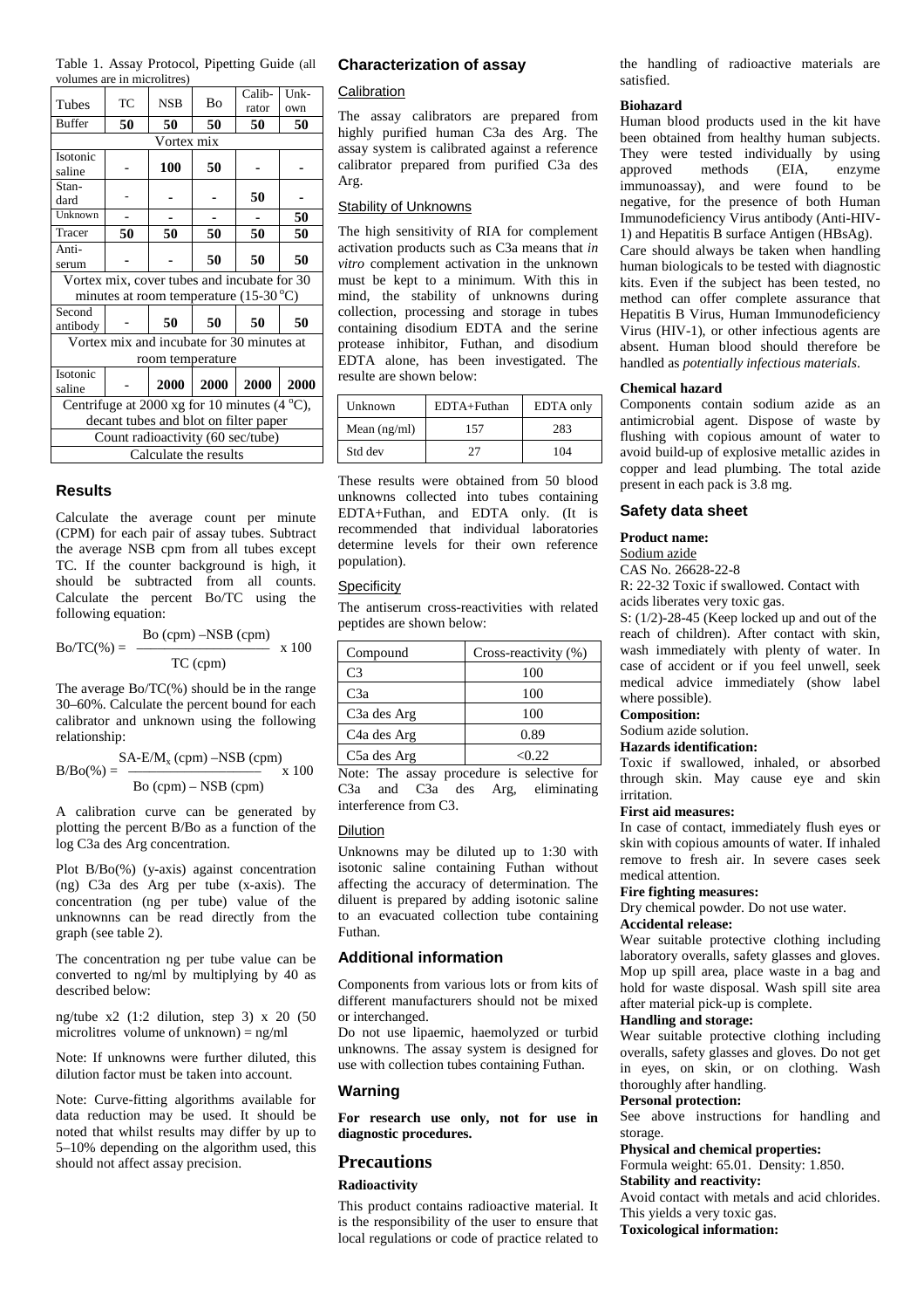Table 1. Assay Protocol, Pipetting Guide (all volumes are in microlitres)

| Tubes | TC | NSB | Bo | Calibrator | Unknown |
|---|---|---|---|---|---|
| Buffer | **50** | **50** | **50** | **50** | **50** |
| Vortex mix | | | | | |
| Isotonic saline | - | **100** | **50** | **-** | **-** |
| Standard | - | **-** | **-** | **50** | **-** |
| Unknown | **-** | **-** | **-** | **-** | **50** |
| Tracer | **50** | **50** | **50** | **50** | **50** |
| Antiserum | **-** | **-** | **50** | **50** | **50** |
| Vortex mix, cover tubes and incubate for 30 minutes at room temperature (15-30 °C) | | | | | |
| Second antibody | - | **50** | **50** | **50** | **50** |
| Vortex mix and incubate for 30 minutes at room temperature | | | | | |
| Isotonic saline | - | **2000** | **2000** | **2000** | **2000** |
| Centrifuge at 2000 xg for 10 minutes (4 °C), decant tubes and blot on filter paper | | | | | |
| Count radioactivity (60 sec/tube) | | | | | |
| Calculate the results | | | | | |

## Results

Calculate the average count per minute (CPM) for each pair of assay tubes. Subtract the average NSB cpm from all tubes except TC. If the counter background is high, it should be subtracted from all counts. Calculate the percent Bo/TC using the following equation:

$$Bo/TC(\%) = \frac{\text{Bo (cpm)} - \text{NSB (cpm)}}{\text{TC (cpm)}} \times 100$$

The average Bo/TC(%) should be in the range 30–60%. Calculate the percent bound for each calibrator and unknown using the following relationship:

$$B/Bo(\%) = \frac{\text{SA-E}/M_x \text{ (cpm)} - \text{NSB (cpm)}}{\text{Bo (cpm)} - \text{NSB (cpm)}} \times 100$$

A calibration curve can be generated by plotting the percent B/Bo as a function of the log C3a des Arg concentration.

Plot B/Bo(%) (y-axis) against concentration (ng) C3a des Arg per tube (x-axis). The concentration (ng per tube) value of the unknownns can be read directly from the graph (see table 2).

The concentration ng per tube value can be converted to ng/ml by multiplying by 40 as described below:

ng/tube x2 (1:2 dilution, step 3) x 20 (50 microlitres volume of unknown) = ng/ml

Note: If unknowns were further diluted, this dilution factor must be taken into account.

Note: Curve-fitting algorithms available for data reduction may be used. It should be noted that whilst results may differ by up to 5–10% depending on the algorithm used, this should not affect assay precision.

## Characterization of assay

### Calibration

The assay calibrators are prepared from highly purified human C3a des Arg. The assay system is calibrated against a reference calibrator prepared from purified C3a des Arg.

### Stability of Unknowns

The high sensitivity of RIA for complement activation products such as C3a means that *in vitro* complement activation in the unknown must be kept to a minimum. With this in mind, the stability of unknowns during collection, processing and storage in tubes containing disodium EDTA and the serine protease inhibitor, Futhan, and disodium EDTA alone, has been investigated. The resulte are shown below:

| Unknown | EDTA+Futhan | EDTA only |
|---|---|---|
| Mean (ng/ml) | 157 | 283 |
| Std dev | 27 | 104 |

These results were obtained from 50 blood unknowns collected into tubes containing EDTA+Futhan, and EDTA only. (It is recommended that individual laboratories determine levels for their own reference population).

### Specificity

The antiserum cross-reactivities with related peptides are shown below:

| Compound | Cross-reactivity (%) |
|---|---|
| C3 | 100 |
| C3a | 100 |
| C3a des Arg | 100 |
| C4a des Arg | 0.89 |
| C5a des Arg | <0.22 |

Note: The assay procedure is selective for C3a and C3a des Arg, eliminating interference from C3.

### Dilution

Unknowns may be diluted up to 1:30 with isotonic saline containing Futhan without affecting the accuracy of determination. The diluent is prepared by adding isotonic saline to an evacuated collection tube containing Futhan.

## Additional information

Components from various lots or from kits of different manufacturers should not be mixed or interchanged.

Do not use lipaemic, haemolyzed or turbid unknowns. The assay system is designed for use with collection tubes containing Futhan.

## Warning

**For research use only, not for use in diagnostic procedures.**

# Precautions

### Radioactivity

This product contains radioactive material. It is the responsibility of the user to ensure that local regulations or code of practice related to the handling of radioactive materials are satisfied.

### Biohazard

Human blood products used in the kit have been obtained from healthy human subjects. They were tested individually by using approved methods (EIA, enzyme immunoassay), and were found to be negative, for the presence of both Human Immunodeficiency Virus antibody (Anti-HIV-1) and Hepatitis B surface Antigen (HBsAg).

Care should always be taken when handling human biologicals to be tested with diagnostic kits. Even if the subject has been tested, no method can offer complete assurance that Hepatitis B Virus, Human Immunodeficiency Virus (HIV-1), or other infectious agents are absent. Human blood should therefore be handled as *potentially infectious materials*.

### Chemical hazard

Components contain sodium azide as an antimicrobial agent. Dispose of waste by flushing with copious amount of water to avoid build-up of explosive metallic azides in copper and lead plumbing. The total azide present in each pack is 3.8 mg.

## Safety data sheet

**Product name:**

Sodium azide

CAS No. 26628-22-8

R: 22-32 Toxic if swallowed. Contact with acids liberates very toxic gas.

S: (1/2)-28-45 (Keep locked up and out of the reach of children). After contact with skin, wash immediately with plenty of water. In case of accident or if you feel unwell, seek medical advice immediately (show label where possible).

**Composition:**

Sodium azide solution.

**Hazards identification:**

Toxic if swallowed, inhaled, or absorbed through skin. May cause eye and skin irritation.

**First aid measures:**

In case of contact, immediately flush eyes or skin with copious amounts of water. If inhaled remove to fresh air. In severe cases seek medical attention.

**Fire fighting measures:**

Dry chemical powder. Do not use water.

**Accidental release:**

Wear suitable protective clothing including laboratory overalls, safety glasses and gloves. Mop up spill area, place waste in a bag and hold for waste disposal. Wash spill site area after material pick-up is complete.

**Handling and storage:**

Wear suitable protective clothing including overalls, safety glasses and gloves. Do not get in eyes, on skin, or on clothing. Wash thoroughly after handling.

**Personal protection:**

See above instructions for handling and storage.

**Physical and chemical properties:**

Formula weight: 65.01. Density: 1.850.

**Stability and reactivity:**

Avoid contact with metals and acid chlorides. This yields a very toxic gas.

**Toxicological information:**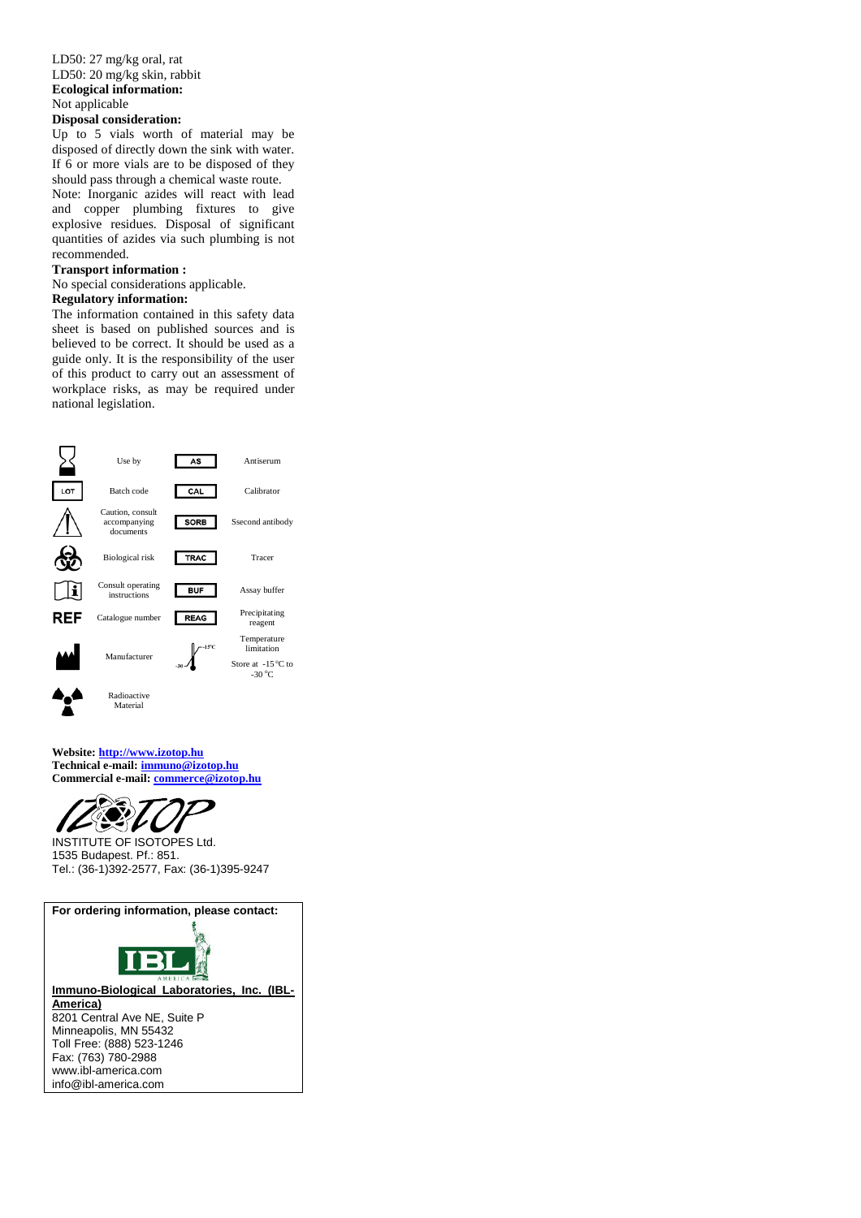LD50: 27 mg/kg oral, rat
LD50: 20 mg/kg skin, rabbit

**Ecological information:**

Not applicable

**Disposal consideration:**

Up to 5 vials worth of material may be disposed of directly down the sink with water. If 6 or more vials are to be disposed of they should pass through a chemical waste route.

Note: Inorganic azides will react with lead and copper plumbing fixtures to give explosive residues. Disposal of significant quantities of azides via such plumbing is not recommended.

**Transport information :**

No special considerations applicable.

**Regulatory information:**

The information contained in this safety data sheet is based on published sources and is believed to be correct. It should be used as a guide only. It is the responsibility of the user of this product to carry out an assessment of workplace risks, as may be required under national legislation.

| | | | |
|---|---|---|---|
| | Use by | AS | Antiserum |
| LOT | Batch code | CAL | Calibrator |
| | Caution, consult accompanying documents | SORB | Ssecond antibody |
| | Biological risk | TRAC | Tracer |
| | Consult operating instructions | BUF | Assay buffer |
| REF | Catalogue number | REAG | Precipitating reagent |
| | Manufacturer | -15°C / -30 | Temperature limitation. Store at -15 °C to -30 °C |
| | Radioactive Material | | |

**Website: http://www.izotop.hu**
**Technical e-mail: immuno@izotop.hu**
**Commercial e-mail: commerce@izotop.hu**

IZOTOP

INSTITUTE OF ISOTOPES Ltd.
1535 Budapest. Pf.: 851.
Tel.: (36-1)392-2577, Fax: (36-1)395-9247

**For ordering information, please contact:**

IBL AMERICA

**Immuno-Biological Laboratories, Inc. (IBL-America)**
8201 Central Ave NE, Suite P
Minneapolis, MN 55432
Toll Free: (888) 523-1246
Fax: (763) 780-2988
www.ibl-america.com
info@ibl-america.com